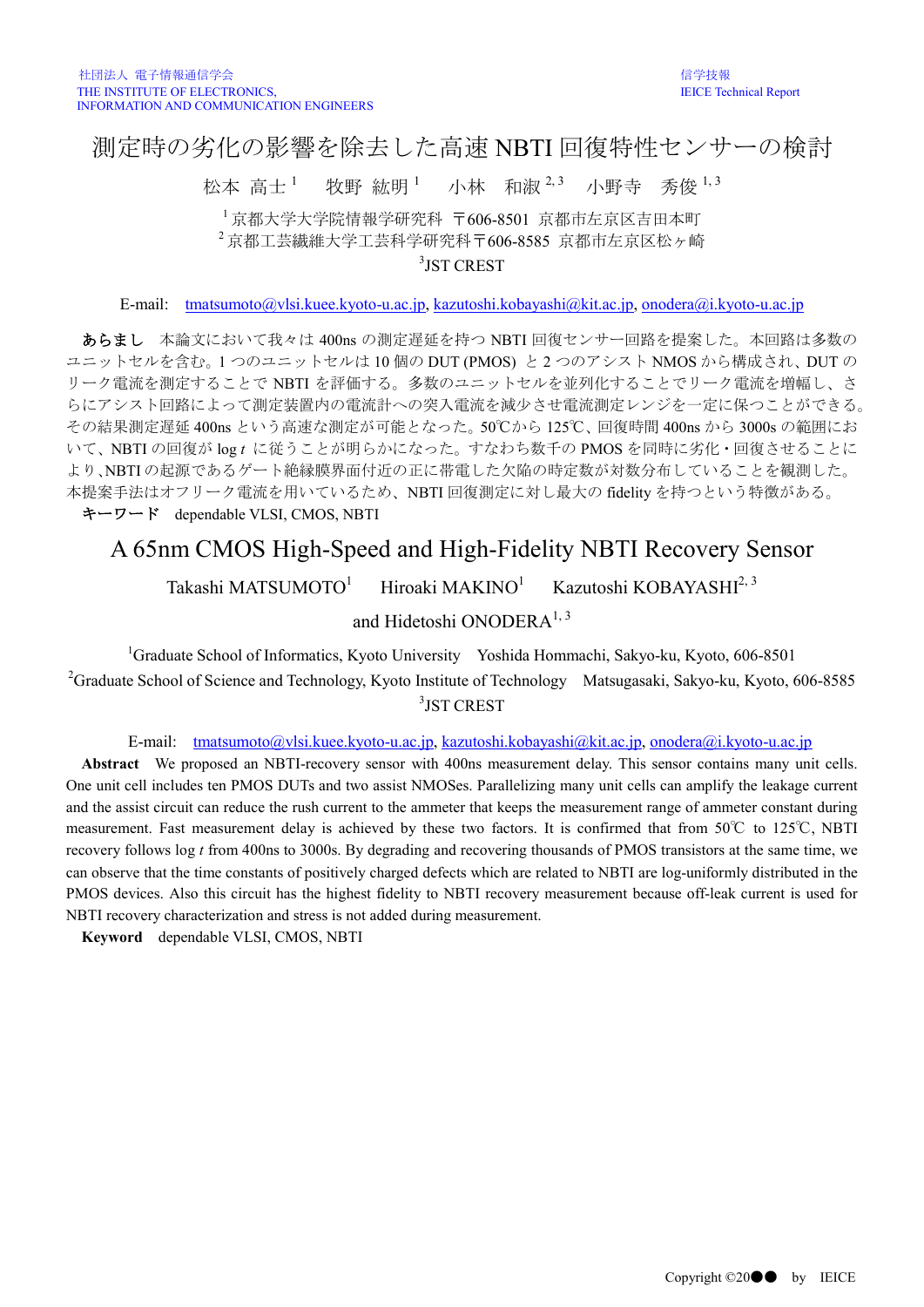社団法人 電子情報通信学会
THE INSTITUTE OF ELECTRONICS,
INFORMATION AND COMMUNICATION ENGINEERS

信学技報
IEICE Technical Report

# 測定時の劣化の影響を除去した高速 NBTI 回復特性センサーの検討

松本 高士[1]　牧野 紘明[1]　小林 和淑[2,3]　小野寺 秀俊[1,3]

[1] 京都大学大学院情報学研究科 〒606-8501 京都市左京区吉田本町
[2] 京都工芸繊維大学工芸科学研究科〒606-8585 京都市左京区松ヶ崎
[3]JST CREST

E-mail: tmatsumoto@vlsi.kuee.kyoto-u.ac.jp, kazutoshi.kobayashi@kit.ac.jp, onodera@i.kyoto-u.ac.jp

**あらまし** 本論文において我々は 400ns の測定遅延を持つ NBTI 回復センサー回路を提案した。本回路は多数のユニットセルを含む。1 つのユニットセルは 10 個の DUT (PMOS) と 2 つのアシスト NMOS から構成され、DUT のリーク電流を測定することで NBTI を評価する。多数のユニットセルを並列化することでリーク電流を増幅し、さらにアシスト回路によって測定装置内の電流計への突入電流を減少させ電流測定レンジを一定に保つことができる。その結果測定遅延 400ns という高速な測定が可能となった。50℃から 125℃、回復時間 400ns から 3000s の範囲において、NBTI の回復が log *t* に従うことが明らかになった。すなわち数千の PMOS を同時に劣化・回復させることにより、NBTI の起源であるゲート絶縁膜界面付近の正に帯電した欠陥の時定数が対数分布していることを観測した。本提案手法はオフリーク電流を用いているため、NBTI 回復測定に対し最大の fidelity を持つという特徴がある。

**キーワード** dependable VLSI, CMOS, NBTI

# A 65nm CMOS High-Speed and High-Fidelity NBTI Recovery Sensor

Takashi MATSUMOTO[1]　Hiroaki MAKINO[1]　Kazutoshi KOBAYASHI[2,3]

and Hidetoshi ONODERA[1,3]

[1]Graduate School of Informatics, Kyoto University　Yoshida Hommachi, Sakyo-ku, Kyoto, 606-8501
[2]Graduate School of Science and Technology, Kyoto Institute of Technology　Matsugasaki, Sakyo-ku, Kyoto, 606-8585
[3]JST CREST

E-mail: tmatsumoto@vlsi.kuee.kyoto-u.ac.jp, kazutoshi.kobayashi@kit.ac.jp, onodera@i.kyoto-u.ac.jp

**Abstract** We proposed an NBTI-recovery sensor with 400ns measurement delay. This sensor contains many unit cells. One unit cell includes ten PMOS DUTs and two assist NMOSes. Parallelizing many unit cells can amplify the leakage current and the assist circuit can reduce the rush current to the ammeter that keeps the measurement range of ammeter constant during measurement. Fast measurement delay is achieved by these two factors. It is confirmed that from 50℃ to 125℃, NBTI recovery follows log *t* from 400ns to 3000s. By degrading and recovering thousands of PMOS transistors at the same time, we can observe that the time constants of positively charged defects which are related to NBTI are log-uniformly distributed in the PMOS devices. Also this circuit has the highest fidelity to NBTI recovery measurement because off-leak current is used for NBTI recovery characterization and stress is not added during measurement.

**Keyword** dependable VLSI, CMOS, NBTI

Copyright ©20●● by IEICE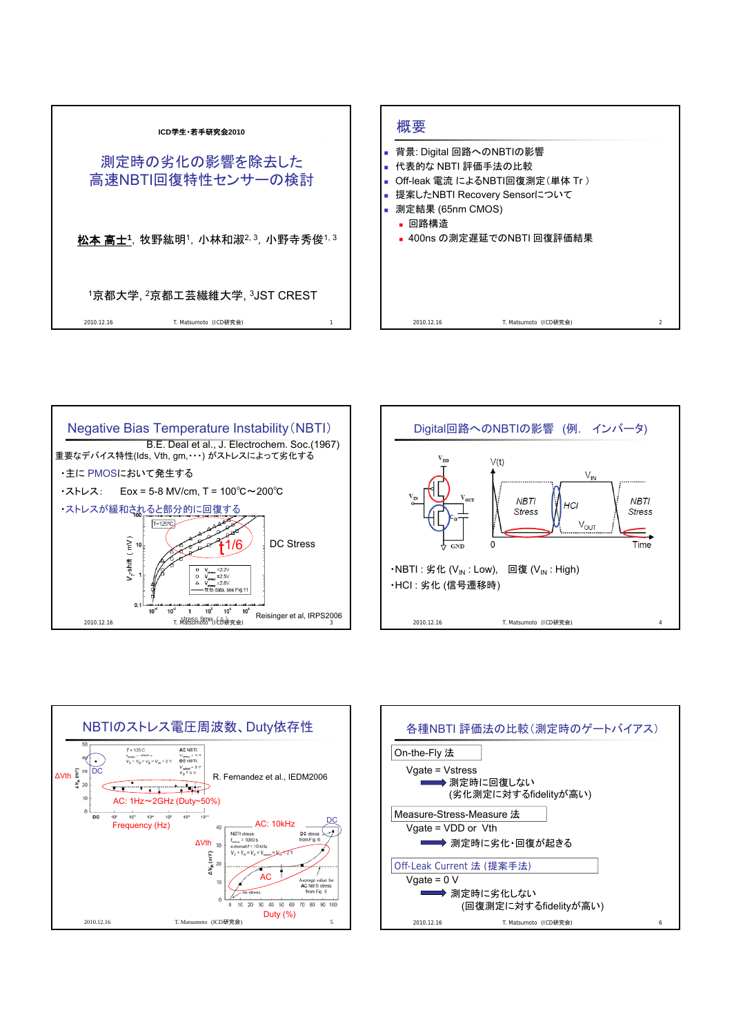ICD学生・若手研究会2010

# 測定時の劣化の影響を除去した高速NBTI回復特性センサーの検討

**松本 高士**[1], 牧野紘明[1], 小林和淑[2, 3], 小野寺秀俊[1, 3]

[1]京都大学, [2]京都工芸繊維大学, [3]JST CREST

## 概要

- 背景: Digital 回路へのNBTIの影響
- 代表的な NBTI 評価手法の比較
- Off-leak 電流 によるNBTI回復測定（単体 Tr ）
- 提案したNBTI Recovery Sensorについて
- 測定結果 (65nm CMOS)
  - 回路構造
  - 400ns の測定遅延でのNBTI 回復評価結果

## Negative Bias Temperature Instability（NBTI）

B.E. Deal et al., J. Electrochem. Soc.(1967)

重要なデバイス特性(Ids, Vth, gm,・・・) がストレスによって劣化する

- ・主に PMOSにおいて発生する
- ・ストレス: Eox = 5-8 MV/cm, T = 100℃～200℃
- ・ストレスが緩和されると部分的に回復する

$t^{1/6}$

DC Stress

Reisinger et al, IRPS2006

## Digital回路へのNBTIの影響 （例. インバータ）

- ・NBTI : 劣化 ($V_{IN}$ : Low), 回復 ($V_{IN}$ : High)
- ・HCI : 劣化 (信号遷移時)

## NBTIのストレス電圧周波数、Duty依存性

R. Fernandez et al., IEDM2006

AC: 1Hz～2GHz (Duty~50%)

AC: 10kHz

## 各種NBTI 評価法の比較（測定時のゲートバイアス）

**On-the-Fly 法**

Vgate = Vstress

⇒ 測定時に回復しない（劣化測定に対するfidelityが高い）

**Measure-Stress-Measure 法**

Vgate = VDD or Vth

⇒ 測定時に劣化・回復が起きる

**Off-Leak Current 法 (提案手法)**

Vgate = 0 V

⇒ 測定時に劣化しない（回復測定に対するfidelityが高い）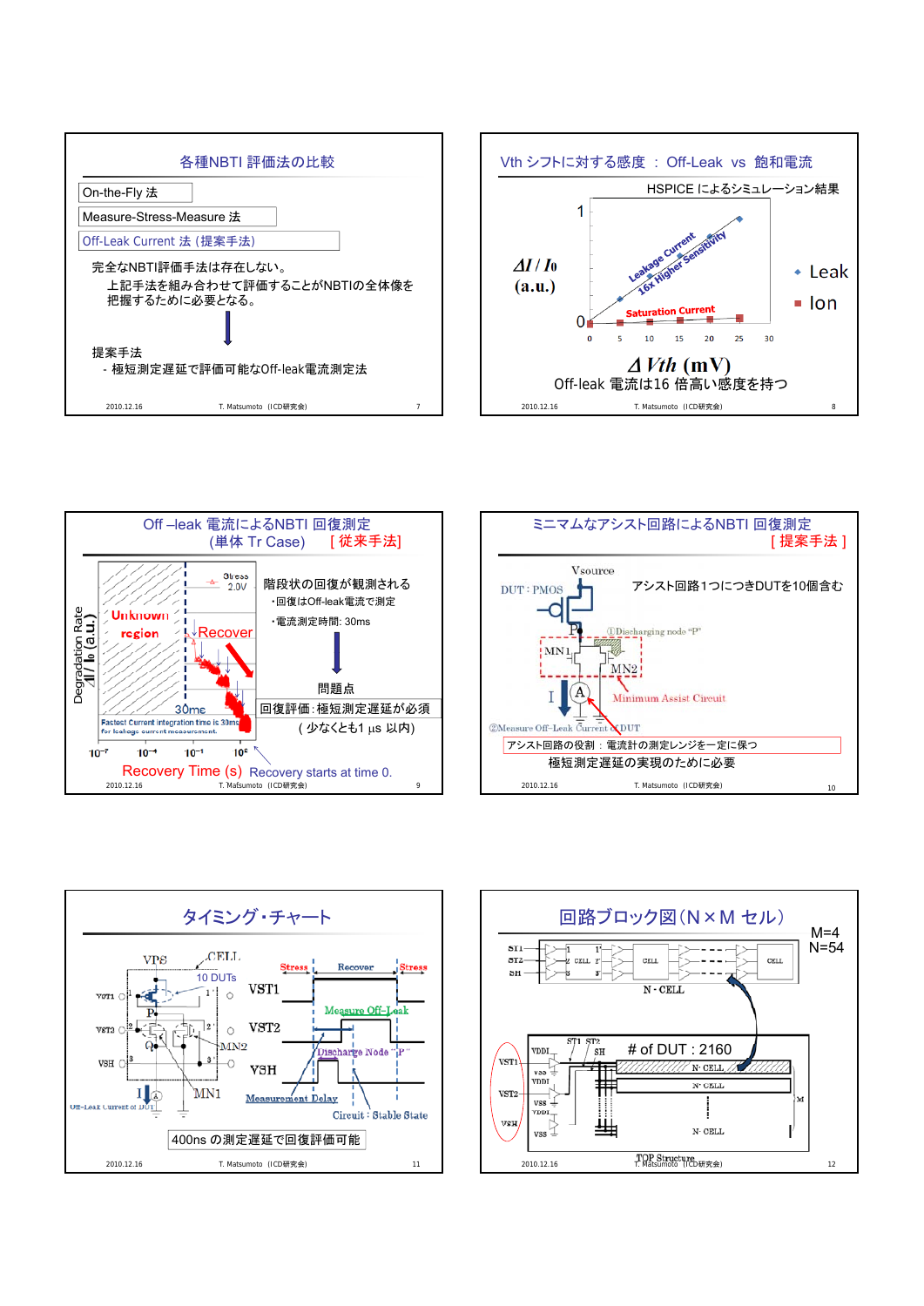## 各種NBTI 評価法の比較

- On-the-Fly 法
- Measure-Stress-Measure 法
- Off-Leak Current 法 (提案手法)

完全なNBTI評価手法は存在しない。

上記手法を組み合わせて評価することがNBTIの全体像を把握するために必要となる。

提案手法
- 極短測定遅延で評価可能なOff-leak電流測定法

## Vth シフトに対する感度 ： Off-Leak vs 飽和電流

HSPICE によるシミュレーション結果

$\Delta I / I_0$ (a.u.)

Leakage Current 16x Higher Sensitivity

Saturation Current

◆ Leak
■ Ion

$\Delta Vth$ (mV)

Off-leak 電流は16 倍高い感度を持つ

## Off –leak 電流によるNBTI 回復測定 (単体 Tr Case) [ 従来手法]

Degradation Rate $\Delta I / I_0$ (a.u.)

Stress 2.0V

Unknown region

Recover

30ms

Fastest Current integration time is 30ms for leakage current measurement.

Recovery Time (s)   Recovery starts at time 0.

階段状の回復が観測される
- 回復はOff-leak電流で測定
- 電流測定時間: 30ms

問題点

回復評価：極短測定遅延が必須
( 少なくとも1 μs 以内)

## ミニマムなアシスト回路によるNBTI 回復測定 [ 提案手法 ]

アシスト回路1つにつきDUTを10個含む

Vsource, DUT : PMOS, P, MN1, MN2, ①Discharging node "P", Minimum Assist Circuit, I, A, ②Measure Off-Leak Current of DUT

アシスト回路の役割 ： 電流計の測定レンジを一定に保つ

極短測定遅延の実現のために必要

## タイミング・チャート

VPS, CELL, 10 DUTs, VST1, VST2, VSH, P, MN2, MN1, I, Off-Leak Current of DUT

Stress, Recover, Stress, Measure Off-Leak, Discharge Node "P", Measurement Delay, Circuit : Stable State

400ns の測定遅延で回復評価可能

## 回路ブロック図(N × M セル)

M=4
N=54

ST1, ST2, SH, CELL, N・CELL

# of DUT : 2160

VST1, VST2, VSH, VDDI, VSS, N・CELL, M

TOP Structure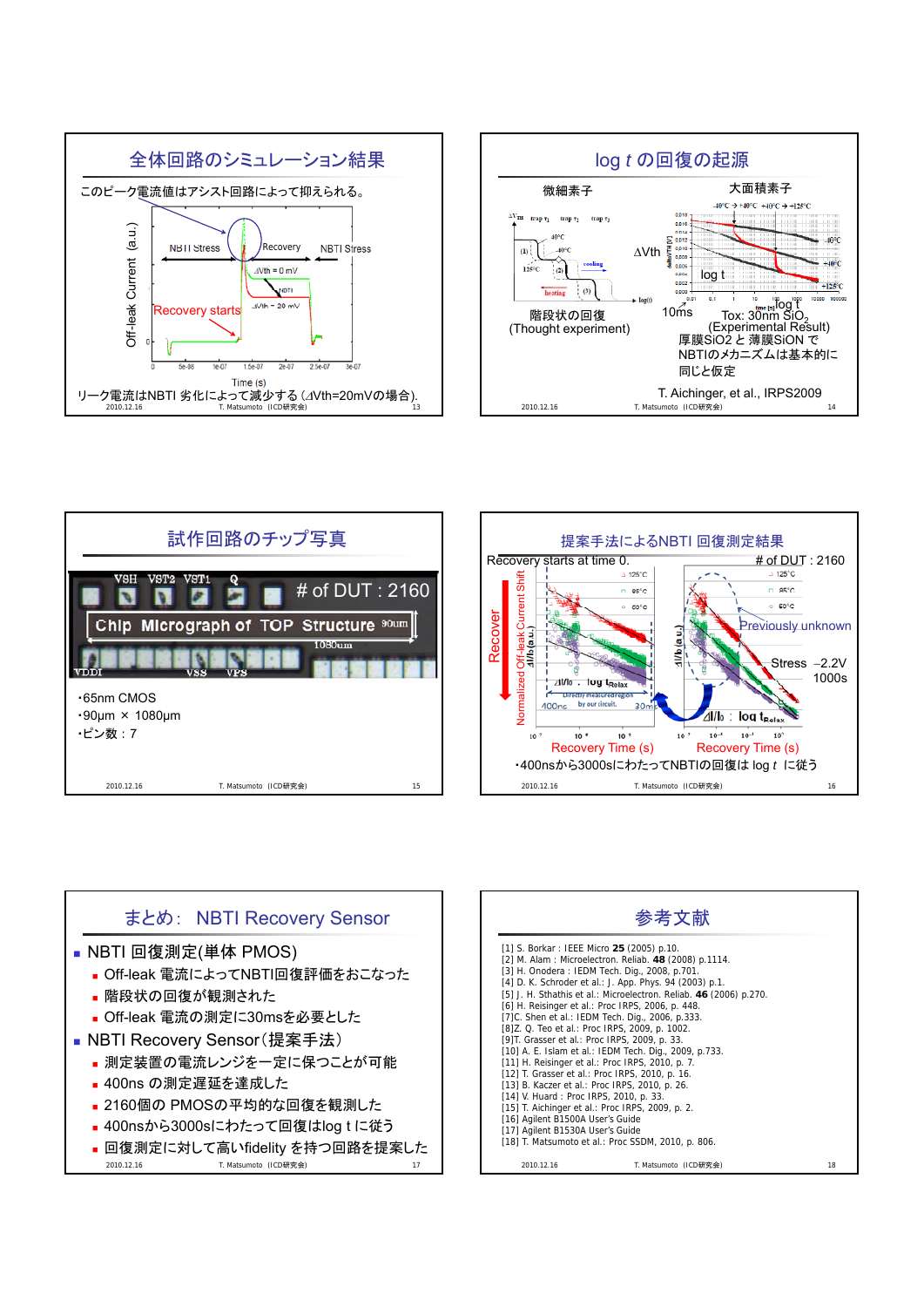## 全体回路のシミュレーション結果

このピーク電流値はアシスト回路によって抑えられる。

Off-leak Current (a.u.)

NBTI Stress

Recovery

NBTI Stress

ΔVth = 0 mV

NBTI

ΔVth = 20 mV

Recovery starts

0

0

5e-08

1e-07

1.5e-07

2e-07

2.5e-07

3e-07

Time (s)

リーク電流はNBTI 劣化によって減少する (ΔVth=20mVの場合).

## log *t* の回復の起源

微細素子

大面積素子

-40°C → +40°C +40°C → +125°C

ΔVth

log t

10ms

log t

階段状の回復 (Thought experiment)

Tox: 30nm $SiO_2$ (Experimental Result)

厚膜SiO2 と 薄膜SiON で NBTIのメカニズムは基本的に同じと仮定

T. Aichinger, et al., IRPS2009

## 試作回路のチップ写真

VSH VST2 VST1 Q

# of DUT : 2160

Chip Micrograph of TOP Structure 90um

1080um

VDDI VSS VPS

- 65nm CMOS
- 90μm × 1080μm
- ピン数：7

## 提案手法によるNBTI 回復測定結果

Recovery starts at time 0.

# of DUT : 2160

125°C

95°C

60°C

Recover

Normalized Off-leak Current Shift ΔI/Io (a.u.)

ΔI/Io ∝ log $t_{Relax}$

Directly measured region by our circuit.

400ns

30ms

Previously unknown

Stress −2.2V 1000s

ΔI/Io (a.u.)

ΔI/Io ∝ log $t_{Relax}$

Recovery Time (s)

Recovery Time (s)

・400nsから3000sにわたってNBTIの回復は log *t* に従う

## まとめ: NBTI Recovery Sensor

- NBTI 回復測定(単体 PMOS)
  - Off-leak 電流によってNBTI回復評価をおこなった
  - 階段状の回復が観測された
  - Off-leak 電流の測定に30msを必要とした
- NBTI Recovery Sensor(提案手法)
  - 測定装置の電流レンジを一定に保つことが可能
  - 400ns の測定遅延を達成した
  - 2160個の PMOSの平均的な回復を観測した
  - 400nsから3000sにわたって回復はlog t に従う
  - 回復測定に対して高いfidelity を持つ回路を提案した

## 参考文献

[1] S. Borkar : IEEE Micro **25** (2005) p.10.
[2] M. Alam : Microelectron. Reliab. **48** (2008) p.1114.
[3] H. Onodera : IEDM Tech. Dig., 2008, p.701.
[4] D. K. Schroder et al.: J. App. Phys. 94 (2003) p.1.
[5] J. H. Sthathis et al.: Microelectron. Reliab. **46** (2006) p.270.
[6] H. Reisinger et al.: Proc IRPS, 2006, p. 448.
[7]C. Shen et al.: IEDM Tech. Dig., 2006, p.333.
[8]Z. Q. Teo et al.: Proc IRPS, 2009, p. 1002.
[9]T. Grasser et al.: Proc IRPS, 2009, p. 33.
[10] A. E. Islam et al.: IEDM Tech. Dig., 2009, p.733.
[11] H. Reisinger et al.: Proc IRPS, 2010, p. 7.
[12] T. Grasser et al.: Proc IRPS, 2010, p. 16.
[13] B. Kaczer et al.: Proc IRPS, 2010, p. 26.
[14] V. Huard : Proc IRPS, 2010, p. 33.
[15] T. Aichinger et al.: Proc IRPS, 2009, p. 2.
[16] Agilent B1500A User's Guide
[17] Agilent B1530A User's Guide
[18] T. Matsumoto et al.: Proc SSDM, 2010, p. 806.